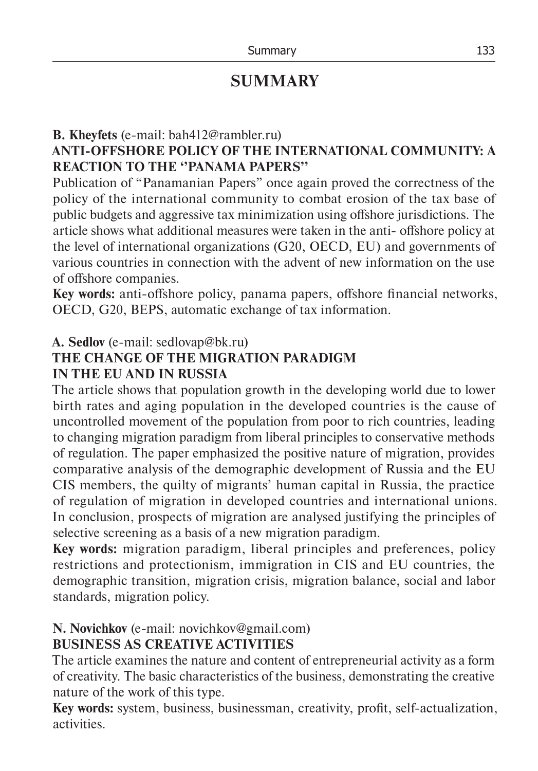# SUMMARY

**B. Kheyfets** (e-mail: bah412@rambler.ru)

**ANTI-OFFSHORE POLICY OF THE INTERNATIONAL COMMUNITY: A REACTION TO THE ''PANAMA PAPERS''**

Publication of "Panamanian Papers" once again proved the correctness of the policy of the international community to combat erosion of the tax base of public budgets and aggressive tax minimization using offshore jurisdictions. The article shows what additional measures were taken in the anti- offshore policy at the level of international organizations (G20, OECD, EU) and governments of various countries in connection with the advent of new information on the use of offshore companies.

**Key words:** anti-offshore policy, panama papers, offshore financial networks, OECD, G20, BEPS, automatic exchange of tax information.

**A. Sedlov** (e-mail: sedlovap@bk.ru)

**THE CHANGE OF THE MIGRATION PARADIGM IN THE EU AND IN RUSSIA**

The article shows that population growth in the developing world due to lower birth rates and aging population in the developed countries is the cause of uncontrolled movement of the population from poor to rich countries, leading to changing migration paradigm from liberal principles to conservative methods of regulation. The paper emphasized the positive nature of migration, provides comparative analysis of the demographic development of Russia and the EU CIS members, the quilty of migrants' human capital in Russia, the practice of regulation of migration in developed countries and international unions. In conclusion, prospects of migration are analysed justifying the principles of selective screening as a basis of a new migration paradigm.

**Key words:** migration paradigm, liberal principles and preferences, policy restrictions and protectionism, immigration in CIS and EU countries, the demographic transition, migration crisis, migration balance, social and labor standards, migration policy.

**N. Novichkov** (e-mail: novichkov@gmail.com)

**BUSINESS AS CREATIVE ACTIVITIES**

The article examines the nature and content of entrepreneurial activity as a form of creativity. The basic characteristics of the business, demonstrating the creative nature of the work of this type.

**Key words:** system, business, businessman, creativity, profit, self-actualization, activities.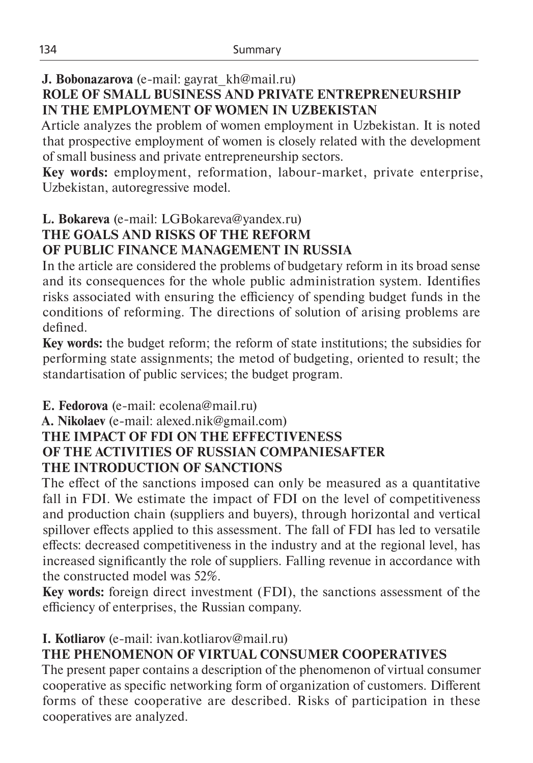**J. Bobonazarova** (e-mail: gayrat_kh@mail.ru)

**ROLE OF SMALL BUSINESS AND PRIVATE ENTREPRENEURSHIP IN THE EMPLOYMENT OF WOMEN IN UZBEKISTAN**

Article analyzes the problem of women employment in Uzbekistan. It is noted that prospective employment of women is closely related with the development of small business and private entrepreneurship sectors.

**Key words:** employment, reformation, labour-market, private enterprise, Uzbekistan, autoregressive model.

**L. Bokareva** (e-mail: LGBokareva@yandex.ru)

**THE GOALS AND RISKS OF THE REFORM OF PUBLIC FINANCE MANAGEMENT IN RUSSIA**

In the article are considered the problems of budgetary reform in its broad sense and its consequences for the whole public administration system. Identifies risks associated with ensuring the efficiency of spending budget funds in the conditions of reforming. The directions of solution of arising problems are defined.

**Key words:** the budget reform; the reform of state institutions; the subsidies for performing state assignments; the metod of budgeting, oriented to result; the standartisation of public services; the budget program.

**E. Fedorova** (e-mail: ecolena@mail.ru)

**A. Nikolaev** (e-mail: alexed.nik@gmail.com)

**THE IMPACT OF FDI ON THE EFFECTIVENESS OF THE ACTIVITIES OF RUSSIAN COMPANIESAFTER THE INTRODUCTION OF SANCTIONS**

The effect of the sanctions imposed can only be measured as a quantitative fall in FDI. We estimate the impact of FDI on the level of competitiveness and production chain (suppliers and buyers), through horizontal and vertical spillover effects applied to this assessment. The fall of FDI has led to versatile effects: decreased competitiveness in the industry and at the regional level, has increased significantly the role of suppliers. Falling revenue in accordance with the constructed model was 52%.

**Key words:** foreign direct investment (FDI), the sanctions assessment of the efficiency of enterprises, the Russian company.

**I. Kotliarov** (e-mail: ivan.kotliarov@mail.ru)

**THE PHENOMENON OF VIRTUAL CONSUMER COOPERATIVES**

The present paper contains a description of the phenomenon of virtual consumer cooperative as specific networking form of organization of customers. Different forms of these cooperative are described. Risks of participation in these cooperatives are analyzed.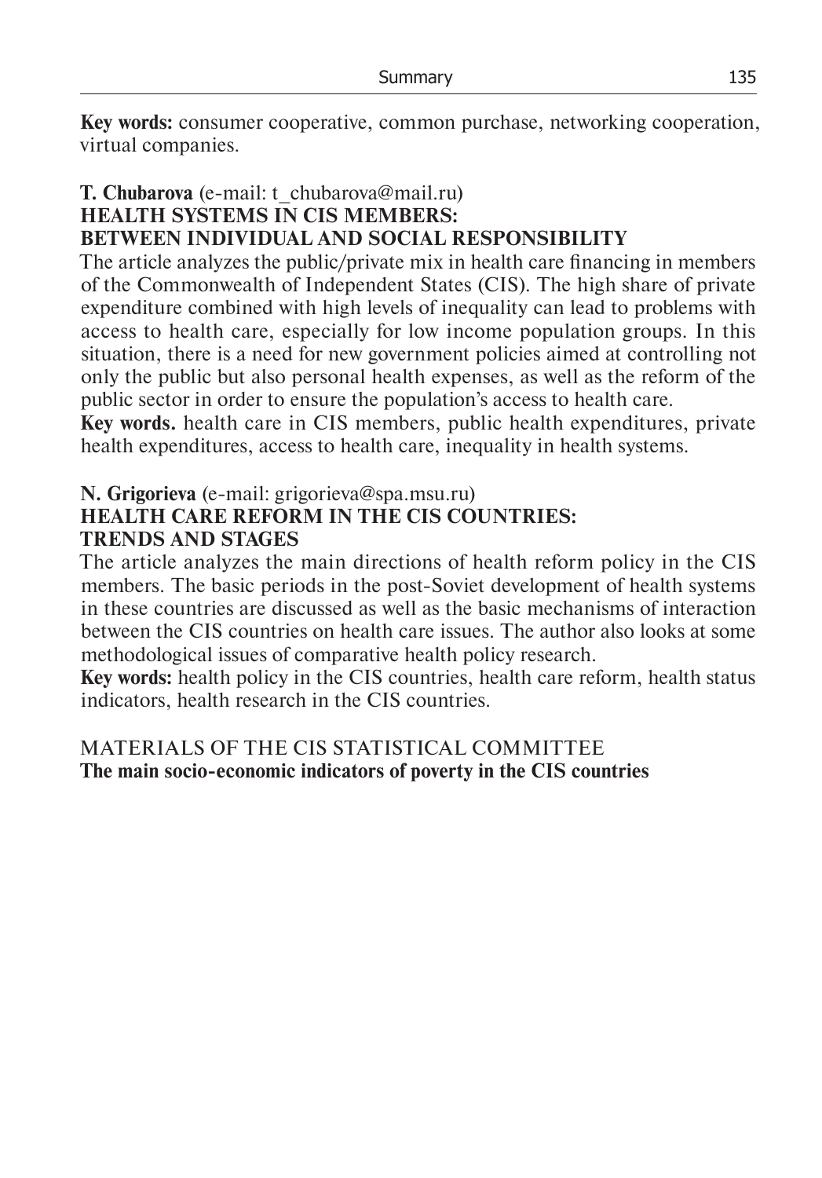**Key words:** consumer cooperative, common purchase, networking cooperation, virtual companies.

**T. Chubarova** (e-mail: t_chubarova@mail.ru)

**HEALTH SYSTEMS IN CIS MEMBERS: BETWEEN INDIVIDUAL AND SOCIAL RESPONSIBILITY**

The article analyzes the public/private mix in health care financing in members of the Commonwealth of Independent States (CIS). The high share of private expenditure combined with high levels of inequality can lead to problems with access to health care, especially for low income population groups. In this situation, there is a need for new government policies aimed at controlling not only the public but also personal health expenses, as well as the reform of the public sector in order to ensure the population's access to health care.

**Key words.** health care in CIS members, public health expenditures, private health expenditures, access to health care, inequality in health systems.

**N. Grigorieva** (e-mail: grigorieva@spa.msu.ru)

**HEALTH CARE REFORM IN THE CIS COUNTRIES: TRENDS AND STAGES**

The article analyzes the main directions of health reform policy in the CIS members. The basic periods in the post-Soviet development of health systems in these countries are discussed as well as the basic mechanisms of interaction between the CIS countries on health care issues. The author also looks at some methodological issues of comparative health policy research.

**Key words:** health policy in the CIS countries, health care reform, health status indicators, health research in the CIS countries.

MATERIALS OF THE CIS STATISTICAL COMMITTEE

**The main socio-economic indicators of poverty in the CIS countries**